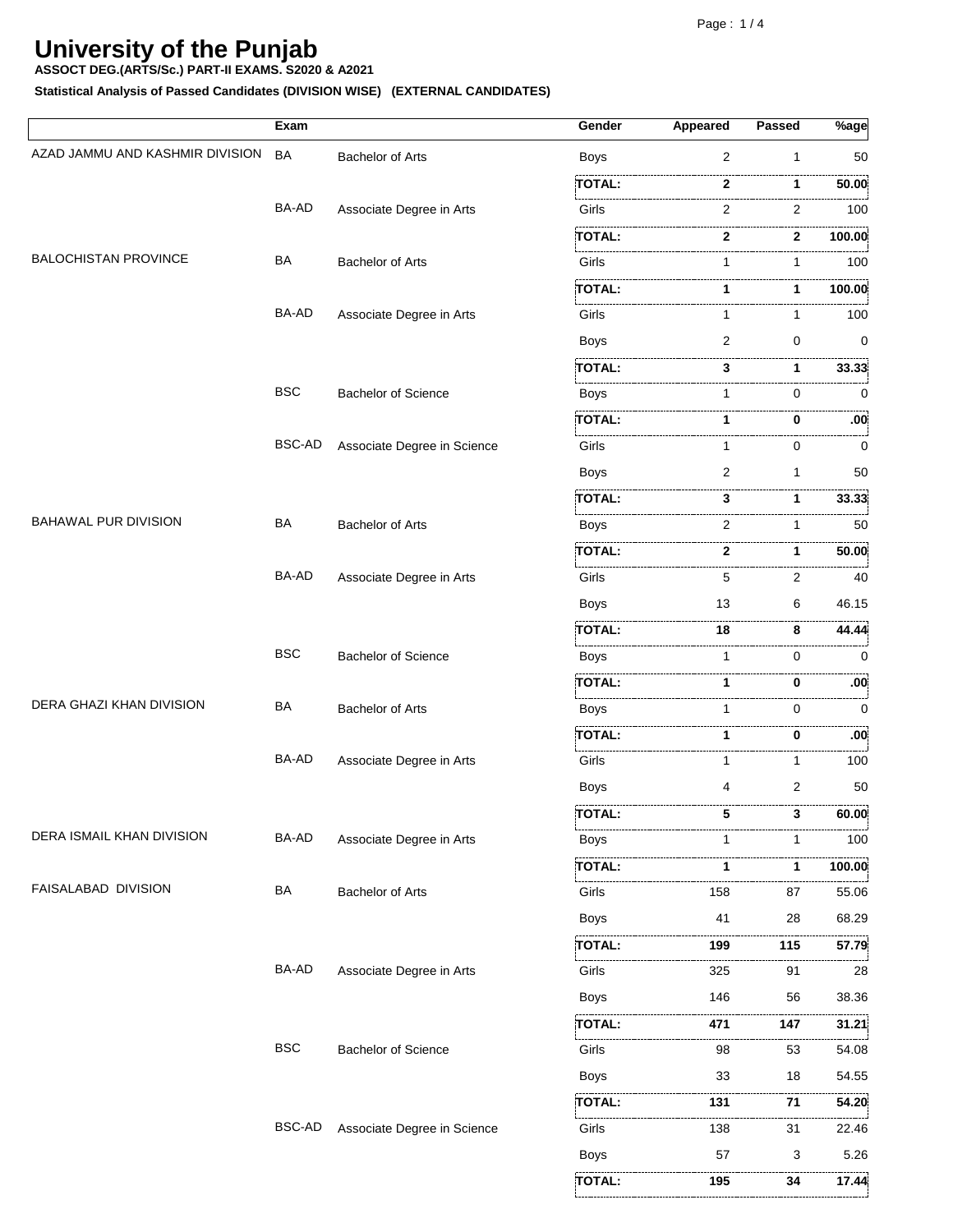# University of the Punjab

**ASSOCT DEG.(ARTS/Sc.) PART-II EXAMS. S2020 & A2021**

**Statistical Analysis of Passed Candidates (DIVISION WISE) (EXTERNAL CANDIDATES)**

| | Exam | | Gender | Appeared | Passed | %age |
|---|---|---|---|---|---|---|
| AZAD JAMMU AND KASHMIR DIVISION | BA | Bachelor of Arts | Boys | 2 | 1 | 50 |
| | | | **TOTAL:** | **2** | **1** | **50.00** |
| | BA-AD | Associate Degree in Arts | Girls | 2 | 2 | 100 |
| | | | **TOTAL:** | **2** | **2** | **100.00** |
| BALOCHISTAN PROVINCE | BA | Bachelor of Arts | Girls | 1 | 1 | 100 |
| | | | **TOTAL:** | **1** | **1** | **100.00** |
| | BA-AD | Associate Degree in Arts | Girls | 1 | 1 | 100 |
| | | | Boys | 2 | 0 | 0 |
| | | | **TOTAL:** | **3** | **1** | **33.33** |
| | BSC | Bachelor of Science | Boys | 1 | 0 | 0 |
| | | | **TOTAL:** | **1** | **0** | **.00** |
| | BSC-AD | Associate Degree in Science | Girls | 1 | 0 | 0 |
| | | | Boys | 2 | 1 | 50 |
| | | | **TOTAL:** | **3** | **1** | **33.33** |
| BAHAWAL PUR DIVISION | BA | Bachelor of Arts | Boys | 2 | 1 | 50 |
| | | | **TOTAL:** | **2** | **1** | **50.00** |
| | BA-AD | Associate Degree in Arts | Girls | 5 | 2 | 40 |
| | | | Boys | 13 | 6 | 46.15 |
| | | | **TOTAL:** | **18** | **8** | **44.44** |
| | BSC | Bachelor of Science | Boys | 1 | 0 | 0 |
| | | | **TOTAL:** | **1** | **0** | **.00** |
| DERA GHAZI KHAN DIVISION | BA | Bachelor of Arts | Boys | 1 | 0 | 0 |
| | | | **TOTAL:** | **1** | **0** | **.00** |
| | BA-AD | Associate Degree in Arts | Girls | 1 | 1 | 100 |
| | | | Boys | 4 | 2 | 50 |
| | | | **TOTAL:** | **5** | **3** | **60.00** |
| DERA ISMAIL KHAN DIVISION | BA-AD | Associate Degree in Arts | Boys | 1 | 1 | 100 |
| | | | **TOTAL:** | **1** | **1** | **100.00** |
| FAISALABAD DIVISION | BA | Bachelor of Arts | Girls | 158 | 87 | 55.06 |
| | | | Boys | 41 | 28 | 68.29 |
| | | | **TOTAL:** | **199** | **115** | **57.79** |
| | BA-AD | Associate Degree in Arts | Girls | 325 | 91 | 28 |
| | | | Boys | 146 | 56 | 38.36 |
| | | | **TOTAL:** | **471** | **147** | **31.21** |
| | BSC | Bachelor of Science | Girls | 98 | 53 | 54.08 |
| | | | Boys | 33 | 18 | 54.55 |
| | | | **TOTAL:** | **131** | **71** | **54.20** |
| | BSC-AD | Associate Degree in Science | Girls | 138 | 31 | 22.46 |
| | | | Boys | 57 | 3 | 5.26 |
| | | | **TOTAL:** | **195** | **34** | **17.44** |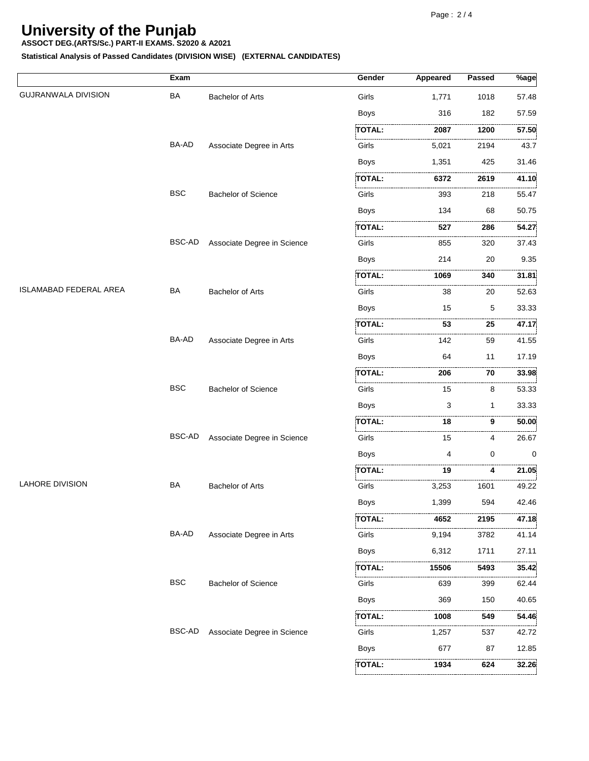# University of the Punjab

**ASSOCT DEG.(ARTS/Sc.) PART-II EXAMS. S2020 & A2021**

**Statistical Analysis of Passed Candidates (DIVISION WISE) (EXTERNAL CANDIDATES)**

| | Exam | | Gender | Appeared | Passed | %age |
|---|---|---|---|---|---|---|
| GUJRANWALA DIVISION | BA | Bachelor of Arts | Girls | 1,771 | 1018 | 57.48 |
| | | | Boys | 316 | 182 | 57.59 |
| | | | **TOTAL:** | **2087** | **1200** | **57.50** |
| | BA-AD | Associate Degree in Arts | Girls | 5,021 | 2194 | 43.7 |
| | | | Boys | 1,351 | 425 | 31.46 |
| | | | **TOTAL:** | **6372** | **2619** | **41.10** |
| | BSC | Bachelor of Science | Girls | 393 | 218 | 55.47 |
| | | | Boys | 134 | 68 | 50.75 |
| | | | **TOTAL:** | **527** | **286** | **54.27** |
| | BSC-AD | Associate Degree in Science | Girls | 855 | 320 | 37.43 |
| | | | Boys | 214 | 20 | 9.35 |
| | | | **TOTAL:** | **1069** | **340** | **31.81** |
| ISLAMABAD FEDERAL AREA | BA | Bachelor of Arts | Girls | 38 | 20 | 52.63 |
| | | | Boys | 15 | 5 | 33.33 |
| | | | **TOTAL:** | **53** | **25** | **47.17** |
| | BA-AD | Associate Degree in Arts | Girls | 142 | 59 | 41.55 |
| | | | Boys | 64 | 11 | 17.19 |
| | | | **TOTAL:** | **206** | **70** | **33.98** |
| | BSC | Bachelor of Science | Girls | 15 | 8 | 53.33 |
| | | | Boys | 3 | 1 | 33.33 |
| | | | **TOTAL:** | **18** | **9** | **50.00** |
| | BSC-AD | Associate Degree in Science | Girls | 15 | 4 | 26.67 |
| | | | Boys | 4 | 0 | 0 |
| | | | **TOTAL:** | **19** | **4** | **21.05** |
| LAHORE DIVISION | BA | Bachelor of Arts | Girls | 3,253 | 1601 | 49.22 |
| | | | Boys | 1,399 | 594 | 42.46 |
| | | | **TOTAL:** | **4652** | **2195** | **47.18** |
| | BA-AD | Associate Degree in Arts | Girls | 9,194 | 3782 | 41.14 |
| | | | Boys | 6,312 | 1711 | 27.11 |
| | | | **TOTAL:** | **15506** | **5493** | **35.42** |
| | BSC | Bachelor of Science | Girls | 639 | 399 | 62.44 |
| | | | Boys | 369 | 150 | 40.65 |
| | | | **TOTAL:** | **1008** | **549** | **54.46** |
| | BSC-AD | Associate Degree in Science | Girls | 1,257 | 537 | 42.72 |
| | | | Boys | 677 | 87 | 12.85 |
| | | | **TOTAL:** | **1934** | **624** | **32.26** |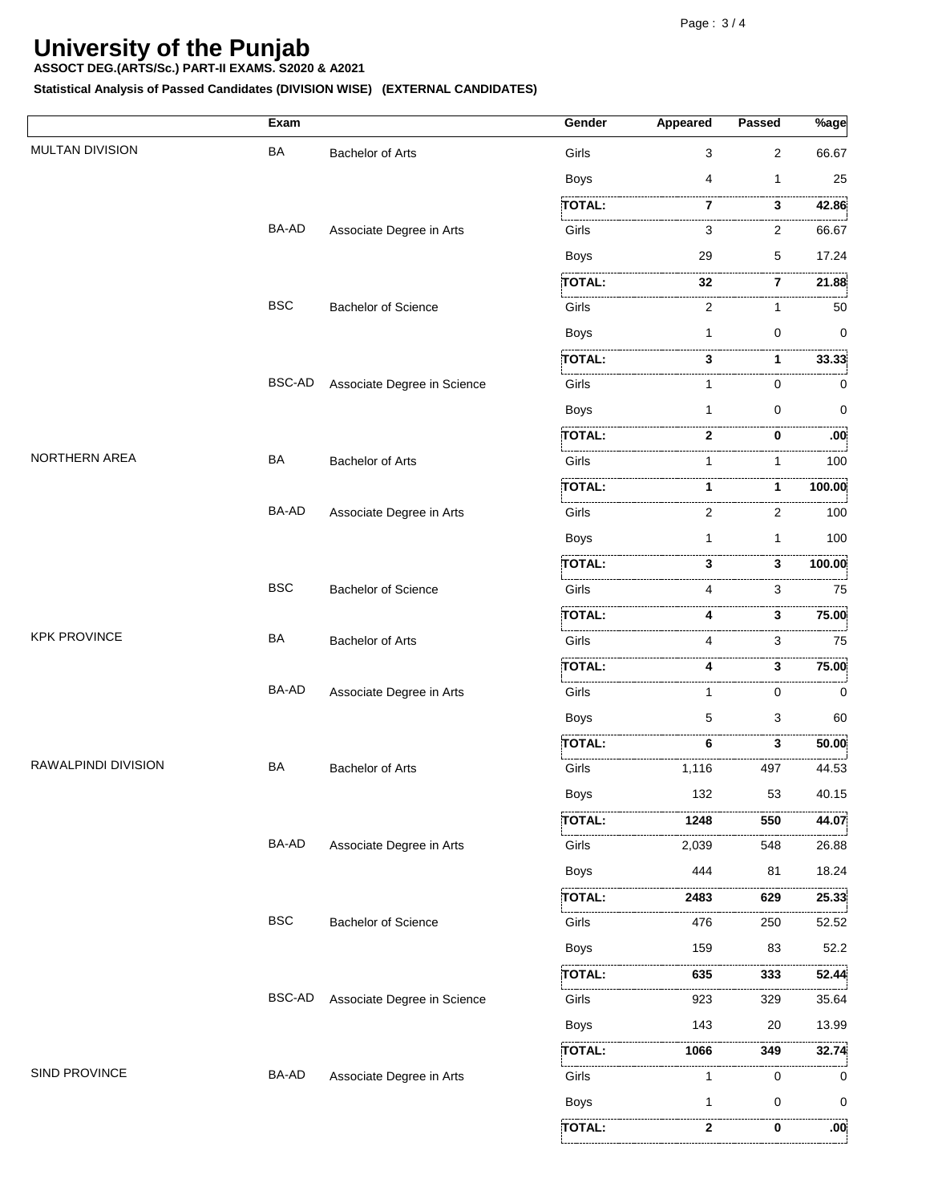# University of the Punjab

**ASSOCT DEG.(ARTS/Sc.) PART-II EXAMS. S2020 & A2021**

**Statistical Analysis of Passed Candidates (DIVISION WISE) (EXTERNAL CANDIDATES)**

| | Exam | | Gender | Appeared | Passed | %age |
|---|---|---|---|---|---|---|
| MULTAN DIVISION | BA | Bachelor of Arts | Girls | 3 | 2 | 66.67 |
| | | | Boys | 4 | 1 | 25 |
| | | | **TOTAL:** | **7** | **3** | **42.86** |
| | BA-AD | Associate Degree in Arts | Girls | 3 | 2 | 66.67 |
| | | | Boys | 29 | 5 | 17.24 |
| | | | **TOTAL:** | **32** | **7** | **21.88** |
| | BSC | Bachelor of Science | Girls | 2 | 1 | 50 |
| | | | Boys | 1 | 0 | 0 |
| | | | **TOTAL:** | **3** | **1** | **33.33** |
| | BSC-AD | Associate Degree in Science | Girls | 1 | 0 | 0 |
| | | | Boys | 1 | 0 | 0 |
| | | | **TOTAL:** | **2** | **0** | **.00** |
| NORTHERN AREA | BA | Bachelor of Arts | Girls | 1 | 1 | 100 |
| | | | **TOTAL:** | **1** | **1** | **100.00** |
| | BA-AD | Associate Degree in Arts | Girls | 2 | 2 | 100 |
| | | | Boys | 1 | 1 | 100 |
| | | | **TOTAL:** | **3** | **3** | **100.00** |
| | BSC | Bachelor of Science | Girls | 4 | 3 | 75 |
| | | | **TOTAL:** | **4** | **3** | **75.00** |
| KPK PROVINCE | BA | Bachelor of Arts | Girls | 4 | 3 | 75 |
| | | | **TOTAL:** | **4** | **3** | **75.00** |
| | BA-AD | Associate Degree in Arts | Girls | 1 | 0 | 0 |
| | | | Boys | 5 | 3 | 60 |
| | | | **TOTAL:** | **6** | **3** | **50.00** |
| RAWALPINDI DIVISION | BA | Bachelor of Arts | Girls | 1,116 | 497 | 44.53 |
| | | | Boys | 132 | 53 | 40.15 |
| | | | **TOTAL:** | **1248** | **550** | **44.07** |
| | BA-AD | Associate Degree in Arts | Girls | 2,039 | 548 | 26.88 |
| | | | Boys | 444 | 81 | 18.24 |
| | | | **TOTAL:** | **2483** | **629** | **25.33** |
| | BSC | Bachelor of Science | Girls | 476 | 250 | 52.52 |
| | | | Boys | 159 | 83 | 52.2 |
| | | | **TOTAL:** | **635** | **333** | **52.44** |
| | BSC-AD | Associate Degree in Science | Girls | 923 | 329 | 35.64 |
| | | | Boys | 143 | 20 | 13.99 |
| | | | **TOTAL:** | **1066** | **349** | **32.74** |
| SIND PROVINCE | BA-AD | Associate Degree in Arts | Girls | 1 | 0 | 0 |
| | | | Boys | 1 | 0 | 0 |
| | | | **TOTAL:** | **2** | **0** | **.00** |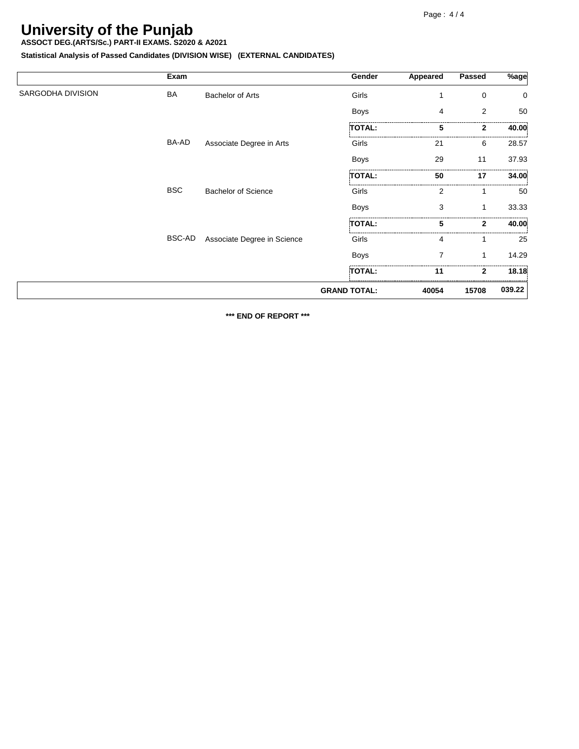# University of the Punjab

**ASSOCT DEG.(ARTS/Sc.) PART-II EXAMS. S2020 & A2021**

**Statistical Analysis of Passed Candidates (DIVISION WISE) (EXTERNAL CANDIDATES)**

| | Exam | | Gender | Appeared | Passed | %age |
|---|---|---|---|---|---|---|
| SARGODHA DIVISION | BA | Bachelor of Arts | Girls | 1 | 0 | 0 |
| | | | Boys | 4 | 2 | 50 |
| | | | **TOTAL:** | **5** | **2** | **40.00** |
| | BA-AD | Associate Degree in Arts | Girls | 21 | 6 | 28.57 |
| | | | Boys | 29 | 11 | 37.93 |
| | | | **TOTAL:** | **50** | **17** | **34.00** |
| | BSC | Bachelor of Science | Girls | 2 | 1 | 50 |
| | | | Boys | 3 | 1 | 33.33 |
| | | | **TOTAL:** | **5** | **2** | **40.00** |
| | BSC-AD | Associate Degree in Science | Girls | 4 | 1 | 25 |
| | | | Boys | 7 | 1 | 14.29 |
| | | | **TOTAL:** | **11** | **2** | **18.18** |
| | | | **GRAND TOTAL:** | **40054** | **15708** | **039.22** |

**\*\*\* END OF REPORT \*\*\***